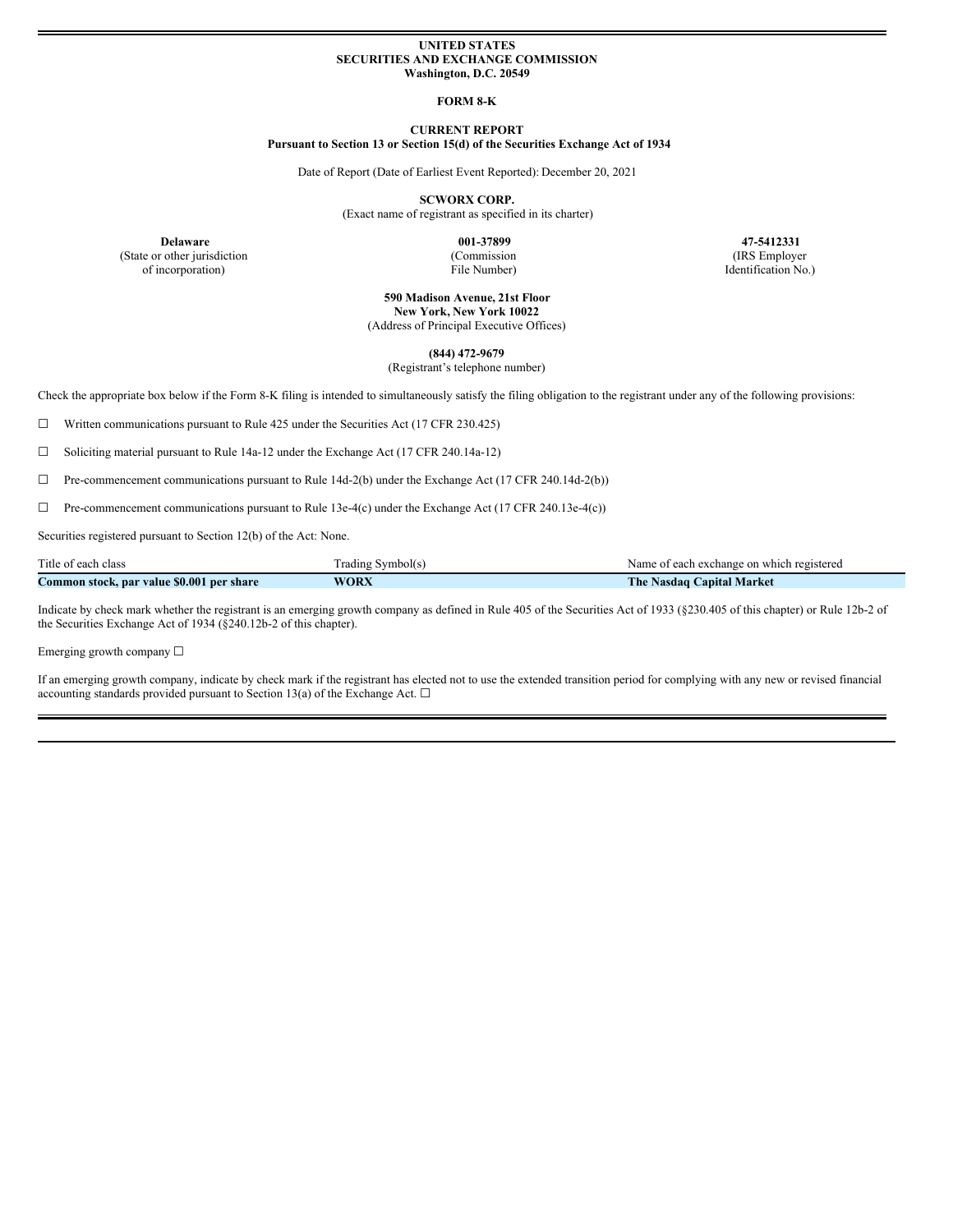**UNITED STATES**
**SECURITIES AND EXCHANGE COMMISSION**
**Washington, D.C. 20549**

**FORM 8-K**

**CURRENT REPORT**
**Pursuant to Section 13 or Section 15(d) of the Securities Exchange Act of 1934**

Date of Report (Date of Earliest Event Reported): December 20, 2021

**SCWORX CORP.**
(Exact name of registrant as specified in its charter)

| **Delaware** | **001-37899** | **47-5412331** |
|---|---|---|
| (State or other jurisdiction of incorporation) | (Commission File Number) | (IRS Employer Identification No.) |

**590 Madison Avenue, 21st Floor**
**New York, New York 10022**
(Address of Principal Executive Offices)

**(844) 472-9679**
(Registrant's telephone number)

Check the appropriate box below if the Form 8-K filing is intended to simultaneously satisfy the filing obligation to the registrant under any of the following provisions:

☐ Written communications pursuant to Rule 425 under the Securities Act (17 CFR 230.425)

☐ Soliciting material pursuant to Rule 14a-12 under the Exchange Act (17 CFR 240.14a-12)

☐ Pre-commencement communications pursuant to Rule 14d-2(b) under the Exchange Act (17 CFR 240.14d-2(b))

☐ Pre-commencement communications pursuant to Rule 13e-4(c) under the Exchange Act (17 CFR 240.13e-4(c))

Securities registered pursuant to Section 12(b) of the Act: None.

| Title of each class | Trading Symbol(s) | Name of each exchange on which registered |
|---|---|---|
| **Common stock, par value $0.001 per share** | **WORX** | **The Nasdaq Capital Market** |

Indicate by check mark whether the registrant is an emerging growth company as defined in Rule 405 of the Securities Act of 1933 (§230.405 of this chapter) or Rule 12b-2 of the Securities Exchange Act of 1934 (§240.12b-2 of this chapter).

Emerging growth company ☐

If an emerging growth company, indicate by check mark if the registrant has elected not to use the extended transition period for complying with any new or revised financial accounting standards provided pursuant to Section 13(a) of the Exchange Act. ☐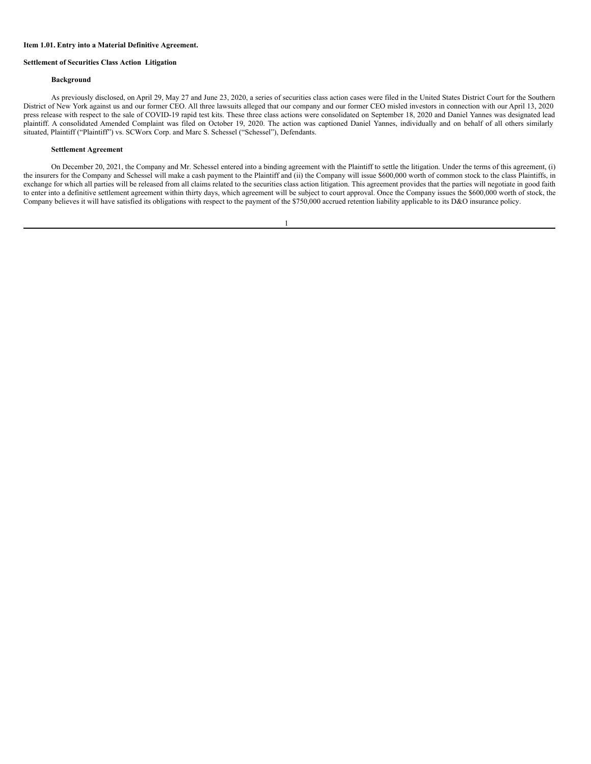**Item 1.01. Entry into a Material Definitive Agreement.**

**Settlement of Securities Class Action Litigation**

**Background**

As previously disclosed, on April 29, May 27 and June 23, 2020, a series of securities class action cases were filed in the United States District Court for the Southern District of New York against us and our former CEO. All three lawsuits alleged that our company and our former CEO misled investors in connection with our April 13, 2020 press release with respect to the sale of COVID-19 rapid test kits. These three class actions were consolidated on September 18, 2020 and Daniel Yannes was designated lead plaintiff. A consolidated Amended Complaint was filed on October 19, 2020. The action was captioned Daniel Yannes, individually and on behalf of all others similarly situated, Plaintiff ("Plaintiff") vs. SCWorx Corp. and Marc S. Schessel ("Schessel"), Defendants.

**Settlement Agreement**

On December 20, 2021, the Company and Mr. Schessel entered into a binding agreement with the Plaintiff to settle the litigation. Under the terms of this agreement, (i) the insurers for the Company and Schessel will make a cash payment to the Plaintiff and (ii) the Company will issue $600,000 worth of common stock to the class Plaintiffs, in exchange for which all parties will be released from all claims related to the securities class action litigation. This agreement provides that the parties will negotiate in good faith to enter into a definitive settlement agreement within thirty days, which agreement will be subject to court approval. Once the Company issues the $600,000 worth of stock, the Company believes it will have satisfied its obligations with respect to the payment of the $750,000 accrued retention liability applicable to its D&O insurance policy.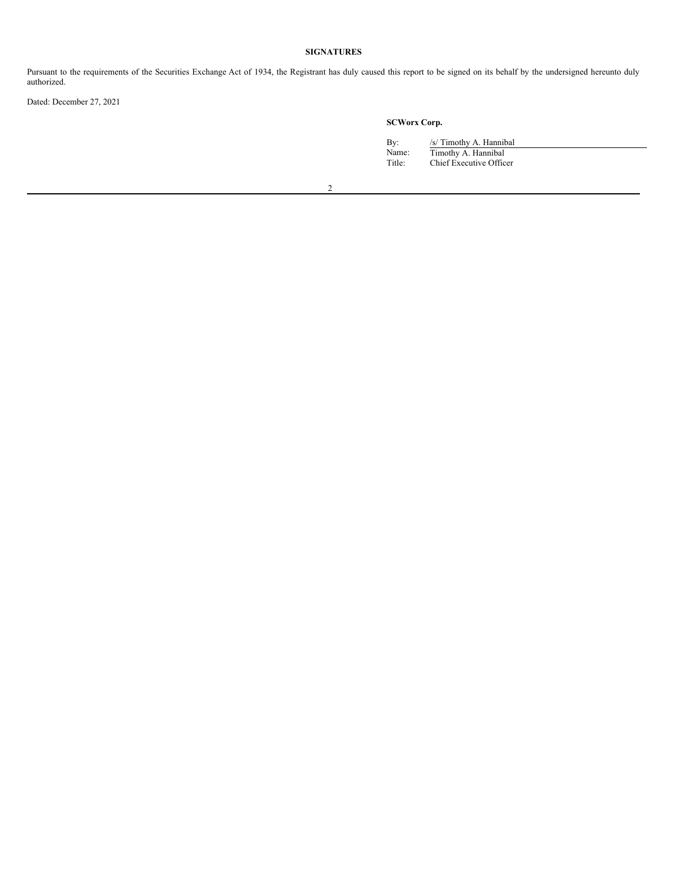**SIGNATURES**

Pursuant to the requirements of the Securities Exchange Act of 1934, the Registrant has duly caused this report to be signed on its behalf by the undersigned hereunto duly authorized.

Dated: December 27, 2021

**SCWorx Corp.**

| | |
|---|---|
| By: | /s/ Timothy A. Hannibal |
| Name: | Timothy A. Hannibal |
| Title: | Chief Executive Officer |